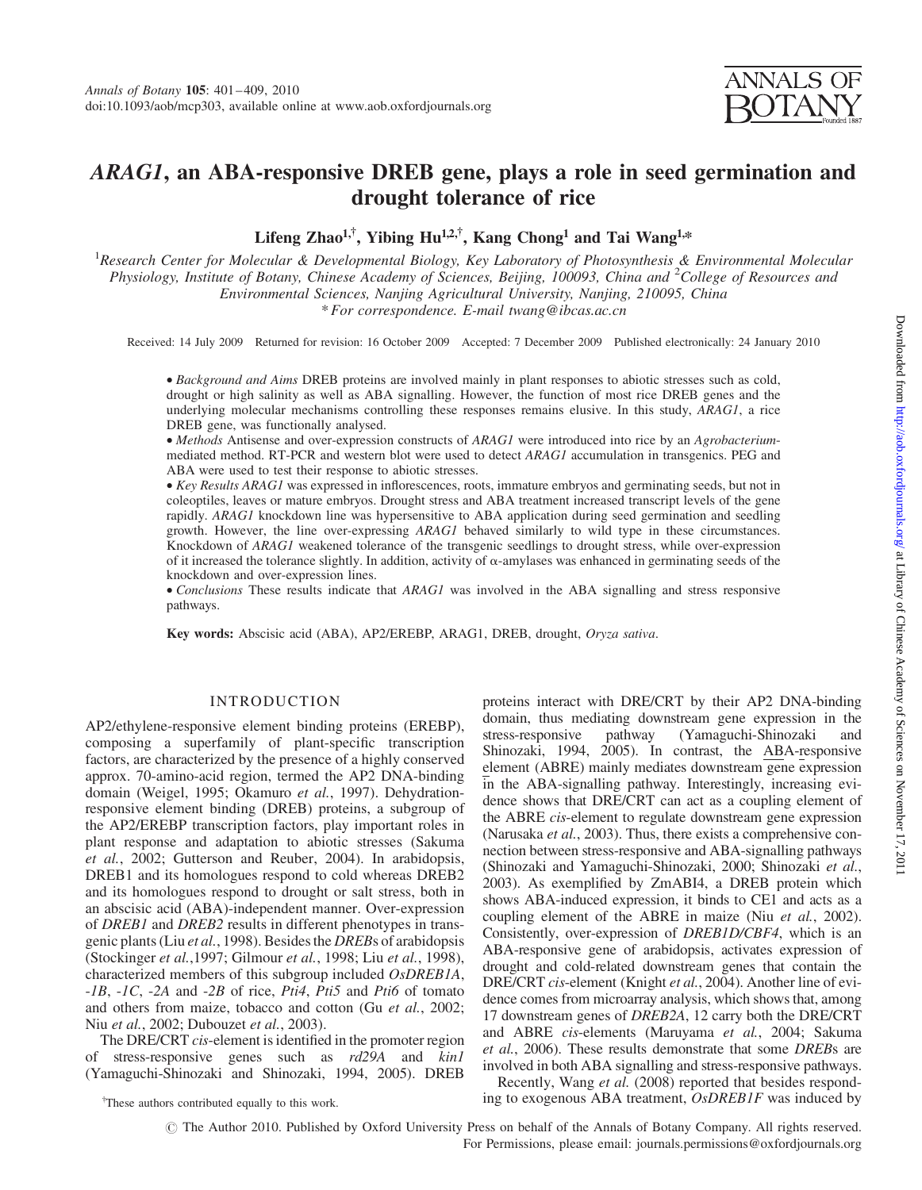# *ARAG1*, an ABA-responsive DREB gene, plays a role in seed germination and drought tolerance of rice

**Lifeng Zhao[1,†], Yibing Hu[1,2,†], Kang Chong[1] and Tai Wang[1,*]**

[1]*Research Center for Molecular & Developmental Biology, Key Laboratory of Photosynthesis & Environmental Molecular Physiology, Institute of Botany, Chinese Academy of Sciences, Beijing, 100093, China and* [2]*College of Resources and Environmental Sciences, Nanjing Agricultural University, Nanjing, 210095, China*

\* *For correspondence. E-mail twang@ibcas.ac.cn*

Received: 14 July 2009 Returned for revision: 16 October 2009 Accepted: 7 December 2009 Published electronically: 24 January 2010

- *Background and Aims* DREB proteins are involved mainly in plant responses to abiotic stresses such as cold, drought or high salinity as well as ABA signalling. However, the function of most rice DREB genes and the underlying molecular mechanisms controlling these responses remains elusive. In this study, *ARAG1*, a rice DREB gene, was functionally analysed.
- *Methods* Antisense and over-expression constructs of *ARAG1* were introduced into rice by an *Agrobacterium*-mediated method. RT-PCR and western blot were used to detect *ARAG1* accumulation in transgenics. PEG and ABA were used to test their response to abiotic stresses.
- *Key Results* *ARAG1* was expressed in inflorescences, roots, immature embryos and germinating seeds, but not in coleoptiles, leaves or mature embryos. Drought stress and ABA treatment increased transcript levels of the gene rapidly. *ARAG1* knockdown line was hypersensitive to ABA application during seed germination and seedling growth. However, the line over-expressing *ARAG1* behaved similarly to wild type in these circumstances. Knockdown of *ARAG1* weakened tolerance of the transgenic seedlings to drought stress, while over-expression of it increased the tolerance slightly. In addition, activity of α-amylases was enhanced in germinating seeds of the knockdown and over-expression lines.
- *Conclusions* These results indicate that *ARAG1* was involved in the ABA signalling and stress responsive pathways.

**Key words:** Abscisic acid (ABA), AP2/EREBP, ARAG1, DREB, drought, *Oryza sativa*.

## INTRODUCTION

AP2/ethylene-responsive element binding proteins (EREBP), composing a superfamily of plant-specific transcription factors, are characterized by the presence of a highly conserved approx. 70-amino-acid region, termed the AP2 DNA-binding domain (Weigel, 1995; Okamuro *et al.*, 1997). Dehydration-responsive element binding (DREB) proteins, a subgroup of the AP2/EREBP transcription factors, play important roles in plant response and adaptation to abiotic stresses (Sakuma *et al.*, 2002; Gutterson and Reuber, 2004). In arabidopsis, DREB1 and its homologues respond to cold whereas DREB2 and its homologues respond to drought or salt stress, both in an abscisic acid (ABA)-independent manner. Over-expression of *DREB1* and *DREB2* results in different phenotypes in transgenic plants (Liu *et al.*, 1998). Besides the *DREB*s of arabidopsis (Stockinger *et al.*,1997; Gilmour *et al.*, 1998; Liu *et al.*, 1998), characterized members of this subgroup included *OsDREB1A*, *-1B*, *-1C*, *-2A* and *-2B* of rice, *Pti4*, *Pti5* and *Pti6* of tomato and others from maize, tobacco and cotton (Gu *et al.*, 2002; Niu *et al.*, 2002; Dubouzet *et al.*, 2003).

The DRE/CRT *cis*-element is identified in the promoter region of stress-responsive genes such as *rd29A* and *kin1* (Yamaguchi-Shinozaki and Shinozaki, 1994, 2005). DREB proteins interact with DRE/CRT by their AP2 DNA-binding domain, thus mediating downstream gene expression in the stress-responsive pathway (Yamaguchi-Shinozaki and Shinozaki, 1994, 2005). In contrast, the ABA-responsive element (ABRE) mainly mediates downstream gene expression in the ABA-signalling pathway. Interestingly, increasing evidence shows that DRE/CRT can act as a coupling element of the ABRE *cis*-element to regulate downstream gene expression (Narusaka *et al.*, 2003). Thus, there exists a comprehensive connection between stress-responsive and ABA-signalling pathways (Shinozaki and Yamaguchi-Shinozaki, 2000; Shinozaki *et al.*, 2003). As exemplified by ZmABI4, a DREB protein which shows ABA-induced expression, it binds to CE1 and acts as a coupling element of the ABRE in maize (Niu *et al.*, 2002). Consistently, over-expression of *DREB1D/CBF4*, which is an ABA-responsive gene of arabidopsis, activates expression of drought and cold-related downstream genes that contain the DRE/CRT *cis*-element (Knight *et al.*, 2004). Another line of evidence comes from microarray analysis, which shows that, among 17 downstream genes of *DREB2A*, 12 carry both the DRE/CRT and ABRE *cis*-elements (Maruyama *et al.*, 2004; Sakuma *et al.*, 2006). These results demonstrate that some *DREB*s are involved in both ABA signalling and stress-responsive pathways.

Recently, Wang *et al.* (2008) reported that besides responding to exogenous ABA treatment, *OsDREB1F* was induced by

†These authors contributed equally to this work.

© The Author 2010. Published by Oxford University Press on behalf of the Annals of Botany Company. All rights reserved. For Permissions, please email: journals.permissions@oxfordjournals.org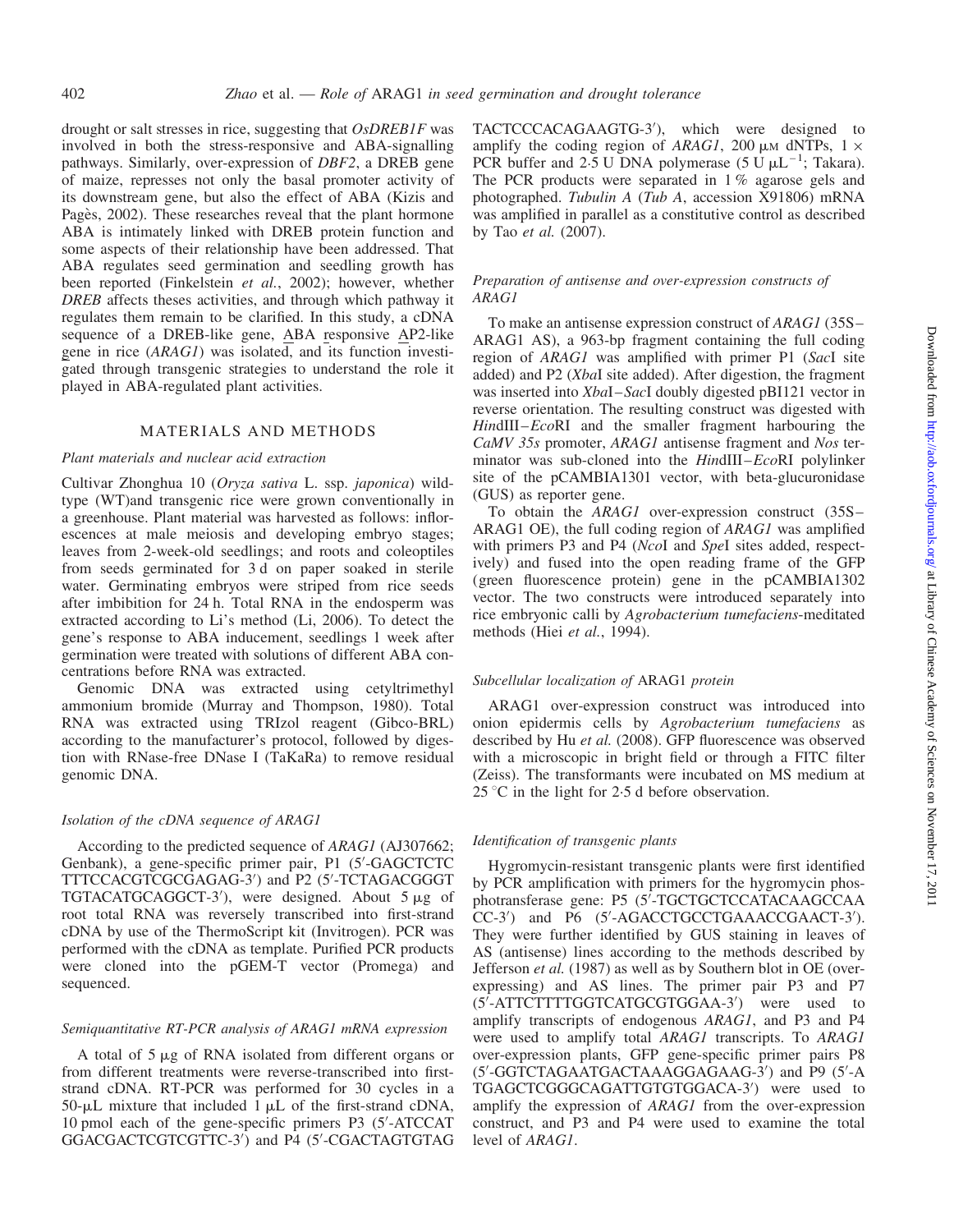drought or salt stresses in rice, suggesting that *OsDREB1F* was involved in both the stress-responsive and ABA-signalling pathways. Similarly, over-expression of *DBF2*, a DREB gene of maize, represses not only the basal promoter activity of its downstream gene, but also the effect of ABA (Kizis and Pagès, 2002). These researches reveal that the plant hormone ABA is intimately linked with DREB protein function and some aspects of their relationship have been addressed. That ABA regulates seed germination and seedling growth has been reported (Finkelstein *et al.*, 2002); however, whether *DREB* affects theses activities, and through which pathway it regulates them remain to be clarified. In this study, a cDNA sequence of a DREB-like gene, ABA responsive AP2-like gene in rice (*ARAG1*) was isolated, and its function investigated through transgenic strategies to understand the role it played in ABA-regulated plant activities.

## MATERIALS AND METHODS

### Plant materials and nuclear acid extraction

Cultivar Zhonghua 10 (*Oryza sativa* L. ssp. *japonica*) wild-type (WT)and transgenic rice were grown conventionally in a greenhouse. Plant material was harvested as follows: inflorescences at male meiosis and developing embryo stages; leaves from 2-week-old seedlings; and roots and coleoptiles from seeds germinated for 3 d on paper soaked in sterile water. Germinating embryos were striped from rice seeds after imbibition for 24 h. Total RNA in the endosperm was extracted according to Li's method (Li, 2006). To detect the gene's response to ABA inducement, seedlings 1 week after germination were treated with solutions of different ABA concentrations before RNA was extracted.

Genomic DNA was extracted using cetyltrimethyl ammonium bromide (Murray and Thompson, 1980). Total RNA was extracted using TRIzol reagent (Gibco-BRL) according to the manufacturer's protocol, followed by digestion with RNase-free DNase I (TaKaRa) to remove residual genomic DNA.

### Isolation of the cDNA sequence of ARAG1

According to the predicted sequence of *ARAG1* (AJ307662; Genbank), a gene-specific primer pair, P1 (5′-GAGCTCTC TTTCCACGTCGCGAGAG-3′) and P2 (5′-TCTAGACGGGT TGTACATGCAGGCT-3′), were designed. About 5 μg of root total RNA was reversely transcribed into first-strand cDNA by use of the ThermoScript kit (Invitrogen). PCR was performed with the cDNA as template. Purified PCR products were cloned into the pGEM-T vector (Promega) and sequenced.

### Semiquantitative RT-PCR analysis of ARAG1 mRNA expression

A total of 5 μg of RNA isolated from different organs or from different treatments were reverse-transcribed into first-strand cDNA. RT-PCR was performed for 30 cycles in a 50-μL mixture that included 1 μL of the first-strand cDNA, 10 pmol each of the gene-specific primers P3 (5′-ATCCAT GGACGACTCGTCGTTC-3′) and P4 (5′-CGACTAGTGTAG TACTCCCACAGAAGTG-3′), which were designed to amplify the coding region of *ARAG1*, 200 μM dNTPs, 1 × PCR buffer and 2·5 U DNA polymerase (5 U $\mu L^{-1}$; Takara). The PCR products were separated in 1 % agarose gels and photographed. *Tubulin A* (*Tub A*, accession X91806) mRNA was amplified in parallel as a constitutive control as described by Tao *et al.* (2007).

### Preparation of antisense and over-expression constructs of ARAG1

To make an antisense expression construct of *ARAG1* (35S–ARAG1 AS), a 963-bp fragment containing the full coding region of *ARAG1* was amplified with primer P1 (*Sac*I site added) and P2 (*Xba*I site added). After digestion, the fragment was inserted into *Xba*I–*Sac*I doubly digested pBI121 vector in reverse orientation. The resulting construct was digested with *Hin*dIII–*Eco*RI and the smaller fragment harbouring the *CaMV 35s* promoter, *ARAG1* antisense fragment and *Nos* terminator was sub-cloned into the *Hin*dIII–*Eco*RI polylinker site of the pCAMBIA1301 vector, with beta-glucuronidase (GUS) as reporter gene.

To obtain the *ARAG1* over-expression construct (35S–ARAG1 OE), the full coding region of *ARAG1* was amplified with primers P3 and P4 (*Nco*I and *Spe*I sites added, respectively) and fused into the open reading frame of the GFP (green fluorescence protein) gene in the pCAMBIA1302 vector. The two constructs were introduced separately into rice embryonic calli by *Agrobacterium tumefaciens*-meditated methods (Hiei *et al.*, 1994).

### Subcellular localization of ARAG1 protein

ARAG1 over-expression construct was introduced into onion epidermis cells by *Agrobacterium tumefaciens* as described by Hu *et al.* (2008). GFP fluorescence was observed with a microscopic in bright field or through a FITC filter (Zeiss). The transformants were incubated on MS medium at 25 °C in the light for 2·5 d before observation.

### Identification of transgenic plants

Hygromycin-resistant transgenic plants were first identified by PCR amplification with primers for the hygromycin phosphotransferase gene: P5 (5′-TGCTGCTCCATACAAGCCAA CC-3′) and P6 (5′-AGACCTGCCTGAAACCGAACT-3′). They were further identified by GUS staining in leaves of AS (antisense) lines according to the methods described by Jefferson *et al.* (1987) as well as by Southern blot in OE (over-expressing) and AS lines. The primer pair P3 and P7 (5′-ATTCTTTTGGTCATGCGTGGAA-3′) were used to amplify transcripts of endogenous *ARAG1*, and P3 and P4 were used to amplify total *ARAG1* transcripts. To *ARAG1* over-expression plants, GFP gene-specific primer pairs P8 (5′-GGTCTAGAATGACTAAAGGAGAAG-3′) and P9 (5′-A TGAGCTCGGGCAGATTGTGTGGACA-3′) were used to amplify the expression of *ARAG1* from the over-expression construct, and P3 and P4 were used to examine the total level of *ARAG1*.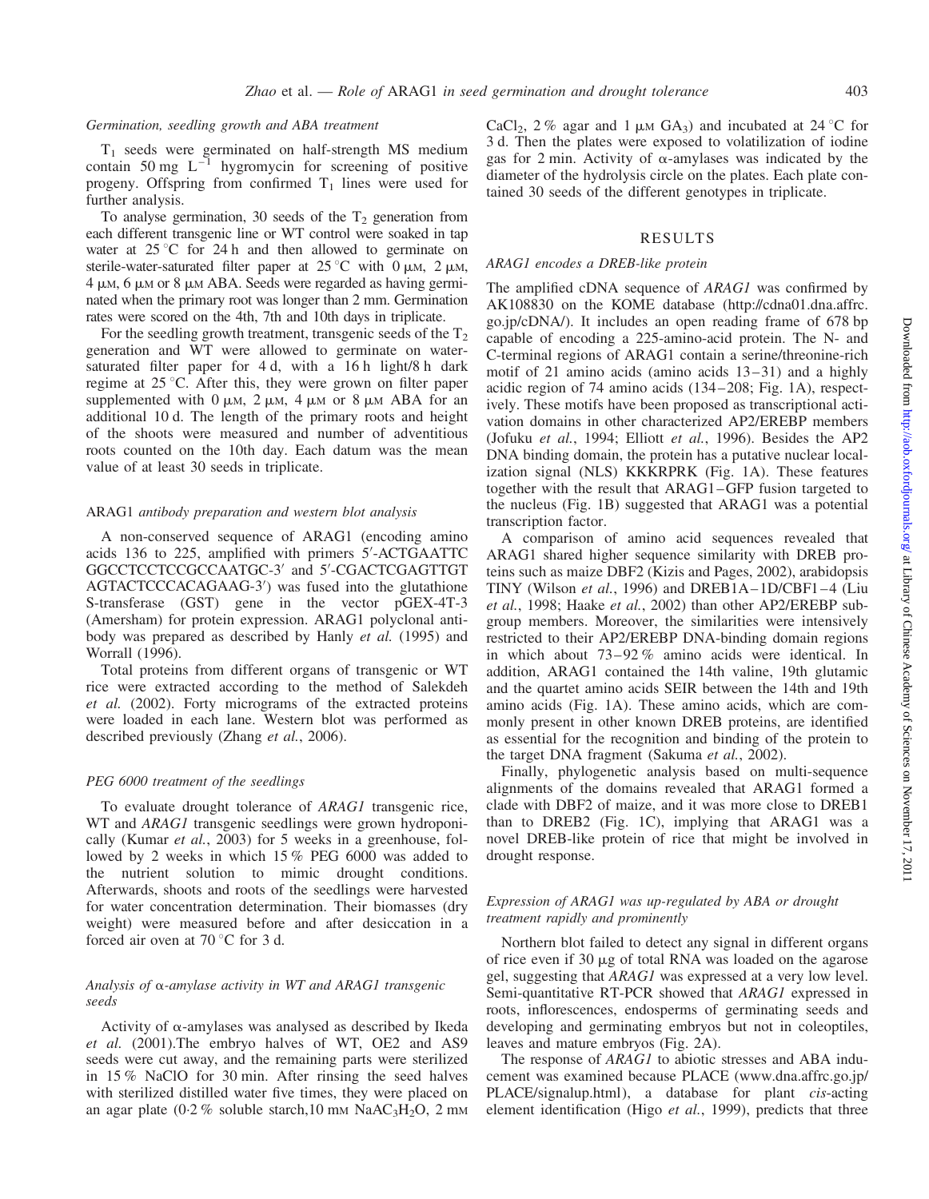### Germination, seedling growth and ABA treatment

$T_1$ seeds were germinated on half-strength MS medium contain 50 mg $L^{-1}$ hygromycin for screening of positive progeny. Offspring from confirmed $T_1$ lines were used for further analysis.

To analyse germination, 30 seeds of the $T_2$ generation from each different transgenic line or WT control were soaked in tap water at 25 °C for 24 h and then allowed to germinate on sterile-water-saturated filter paper at 25 °C with 0 μM, 2 μM, 4 μM, 6 μM or 8 μM ABA. Seeds were regarded as having germinated when the primary root was longer than 2 mm. Germination rates were scored on the 4th, 7th and 10th days in triplicate.

For the seedling growth treatment, transgenic seeds of the $T_2$ generation and WT were allowed to germinate on water-saturated filter paper for 4 d, with a 16 h light/8 h dark regime at 25 °C. After this, they were grown on filter paper supplemented with 0 μM, 2 μM, 4 μM or 8 μM ABA for an additional 10 d. The length of the primary roots and height of the shoots were measured and number of adventitious roots counted on the 10th day. Each datum was the mean value of at least 30 seeds in triplicate.

### *ARAG1* antibody preparation and western blot analysis

A non-conserved sequence of ARAG1 (encoding amino acids 136 to 225, amplified with primers 5′-ACTGAATTC GGCCTCCTCCGCCAATGC-3′ and 5′-CGACTCGAGTTGT AGTACTCCCACAGAAG-3′) was fused into the glutathione S-transferase (GST) gene in the vector pGEX-4T-3 (Amersham) for protein expression. ARAG1 polyclonal antibody was prepared as described by Hanly *et al.* (1995) and Worrall (1996).

Total proteins from different organs of transgenic or WT rice were extracted according to the method of Salekdeh *et al.* (2002). Forty micrograms of the extracted proteins were loaded in each lane. Western blot was performed as described previously (Zhang *et al.*, 2006).

### PEG 6000 treatment of the seedlings

To evaluate drought tolerance of *ARAG1* transgenic rice, WT and *ARAG1* transgenic seedlings were grown hydroponically (Kumar *et al.*, 2003) for 5 weeks in a greenhouse, followed by 2 weeks in which 15 % PEG 6000 was added to the nutrient solution to mimic drought conditions. Afterwards, shoots and roots of the seedlings were harvested for water concentration determination. Their biomasses (dry weight) were measured before and after desiccation in a forced air oven at 70 °C for 3 d.

### Analysis of α-amylase activity in WT and ARAG1 transgenic seeds

Activity of α-amylases was analysed as described by Ikeda *et al.* (2001).The embryo halves of WT, OE2 and AS9 seeds were cut away, and the remaining parts were sterilized in 15 % NaClO for 30 min. After rinsing the seed halves with sterilized distilled water five times, they were placed on an agar plate (0·2 % soluble starch,10 mM $NaAC_3H_2O$, 2 mM $CaCl_2$, 2 % agar and 1 μM $GA_3$) and incubated at 24 °C for 3 d. Then the plates were exposed to volatilization of iodine gas for 2 min. Activity of α-amylases was indicated by the diameter of the hydrolysis circle on the plates. Each plate contained 30 seeds of the different genotypes in triplicate.

## RESULTS

### *ARAG1 encodes a DREB-like protein*

The amplified cDNA sequence of *ARAG1* was confirmed by AK108830 on the KOME database (http://cdna01.dna.affrc.go.jp/cDNA/). It includes an open reading frame of 678 bp capable of encoding a 225-amino-acid protein. The N- and C-terminal regions of ARAG1 contain a serine/threonine-rich motif of 21 amino acids (amino acids 13–31) and a highly acidic region of 74 amino acids (134–208; Fig. 1A), respectively. These motifs have been proposed as transcriptional activation domains in other characterized AP2/EREBP members (Jofuku *et al.*, 1994; Elliott *et al.*, 1996). Besides the AP2 DNA binding domain, the protein has a putative nuclear localization signal (NLS) KKKRPRK (Fig. 1A). These features together with the result that ARAG1–GFP fusion targeted to the nucleus (Fig. 1B) suggested that ARAG1 was a potential transcription factor.

A comparison of amino acid sequences revealed that ARAG1 shared higher sequence similarity with DREB proteins such as maize DBF2 (Kizis and Pages, 2002), arabidopsis TINY (Wilson *et al.*, 1996) and DREB1A–1D/CBF1–4 (Liu *et al.*, 1998; Haake *et al.*, 2002) than other AP2/EREBP subgroup members. Moreover, the similarities were intensively restricted to their AP2/EREBP DNA-binding domain regions in which about 73–92 % amino acids were identical. In addition, ARAG1 contained the 14th valine, 19th glutamic and the quartet amino acids SEIR between the 14th and 19th amino acids (Fig. 1A). These amino acids, which are commonly present in other known DREB proteins, are identified as essential for the recognition and binding of the protein to the target DNA fragment (Sakuma *et al.*, 2002).

Finally, phylogenetic analysis based on multi-sequence alignments of the domains revealed that ARAG1 formed a clade with DBF2 of maize, and it was more close to DREB1 than to DREB2 (Fig. 1C), implying that ARAG1 was a novel DREB-like protein of rice that might be involved in drought response.

### *Expression of ARAG1 was up-regulated by ABA or drought treatment rapidly and prominently*

Northern blot failed to detect any signal in different organs of rice even if 30 μg of total RNA was loaded on the agarose gel, suggesting that *ARAG1* was expressed at a very low level. Semi-quantitative RT-PCR showed that *ARAG1* expressed in roots, inflorescences, endosperms of germinating seeds and developing and germinating embryos but not in coleoptiles, leaves and mature embryos (Fig. 2A).

The response of *ARAG1* to abiotic stresses and ABA inducement was examined because PLACE (www.dna.affrc.go.jp/PLACE/signalup.html), a database for plant *cis*-acting element identification (Higo *et al.*, 1999), predicts that three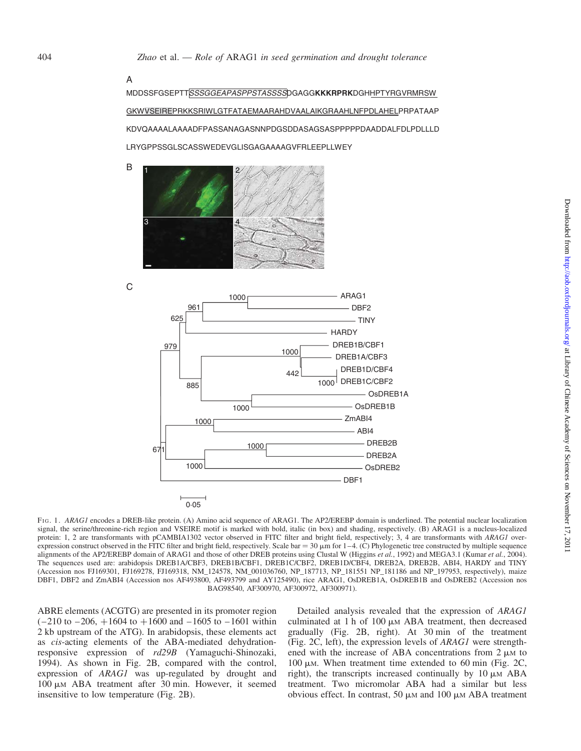A

MDDSSFGSEPTT*SSSGGEAPASPPSTASSSS*DGAGG**KKKRPRK**DGHHPTYRGVRMRSW

GKWVSEIREPRKKSRIWLGTFATAEMAARAHDVAALAIKGRAAHLNFPDLAHELPRPATAAP

KDVQAAAALAAAADFPASSANAGASNNPDGSDDASAGSASPPPPPDAADDALFDLPDLLLD

LRYGPPSSGLSCASSWEDEVGLISGAGAAAAGVFRLEEPLLWEY

B

C

FIG. 1. *ARAG1* encodes a DREB-like protein. (A) Amino acid sequence of ARAG1. The AP2/EREBP domain is underlined. The potential nuclear localization signal, the serine/threonine-rich region and VSEIRE motif is marked with bold, italic (in box) and shading, respectively. (B) ARAG1 is a nucleus-localized protein: 1, 2 are transformants with pCAMBIA1302 vector observed in FITC filter and bright field, respectively; 3, 4 are transformants with *ARAG1* over-expression construct observed in the FITC filter and bright field, respectively. Scale bar = 30 μm for 1–4. (C) Phylogenetic tree constructed by multiple sequence alignments of the AP2/EREBP domain of ARAG1 and those of other DREB proteins using Clustal W (Higgins *et al.*, 1992) and MEGA3.1 (Kumar *et al.*, 2004). The sequences used are: arabidopsis DREB1A/CBF3, DREB1B/CBF1, DREB1C/CBF2, DREB1D/CBF4, DREB2A, DREB2B, ABI4, HARDY and TINY (Accession nos FJ169301, FJ169278, FJ169318, NM_124578, NM_001036760, NP_187713, NP_181551 NP_181186 and NP_197953, respectively), maize DBF1, DBF2 and ZmABI4 (Accession nos AF493800, AF493799 and AY125490), rice ARAG1, OsDREB1A, OsDREB1B and OsDREB2 (Accession nos BAG98540, AF300970, AF300972, AF300971).

ABRE elements (ACGTG) are presented in its promoter region (−210 to −206, +1604 to +1600 and −1605 to −1601 within 2 kb upstream of the ATG). In arabidopsis, these elements act as *cis*-acting elements of the ABA-mediated dehydration-responsive expression of *rd29B* (Yamaguchi-Shinozaki, 1994). As shown in Fig. 2B, compared with the control, expression of *ARAG1* was up-regulated by drought and 100 μM ABA treatment after 30 min. However, it seemed insensitive to low temperature (Fig. 2B).

Detailed analysis revealed that the expression of *ARAG1* culminated at 1 h of 100 μM ABA treatment, then decreased gradually (Fig. 2B, right). At 30 min of the treatment (Fig. 2C, left), the expression levels of *ARAG1* were strengthened with the increase of ABA concentrations from 2 μM to 100 μM. When treatment time extended to 60 min (Fig. 2C, right), the transcripts increased continually by 10 μM ABA treatment. Two micromolar ABA had a similar but less obvious effect. In contrast, 50 μM and 100 μM ABA treatment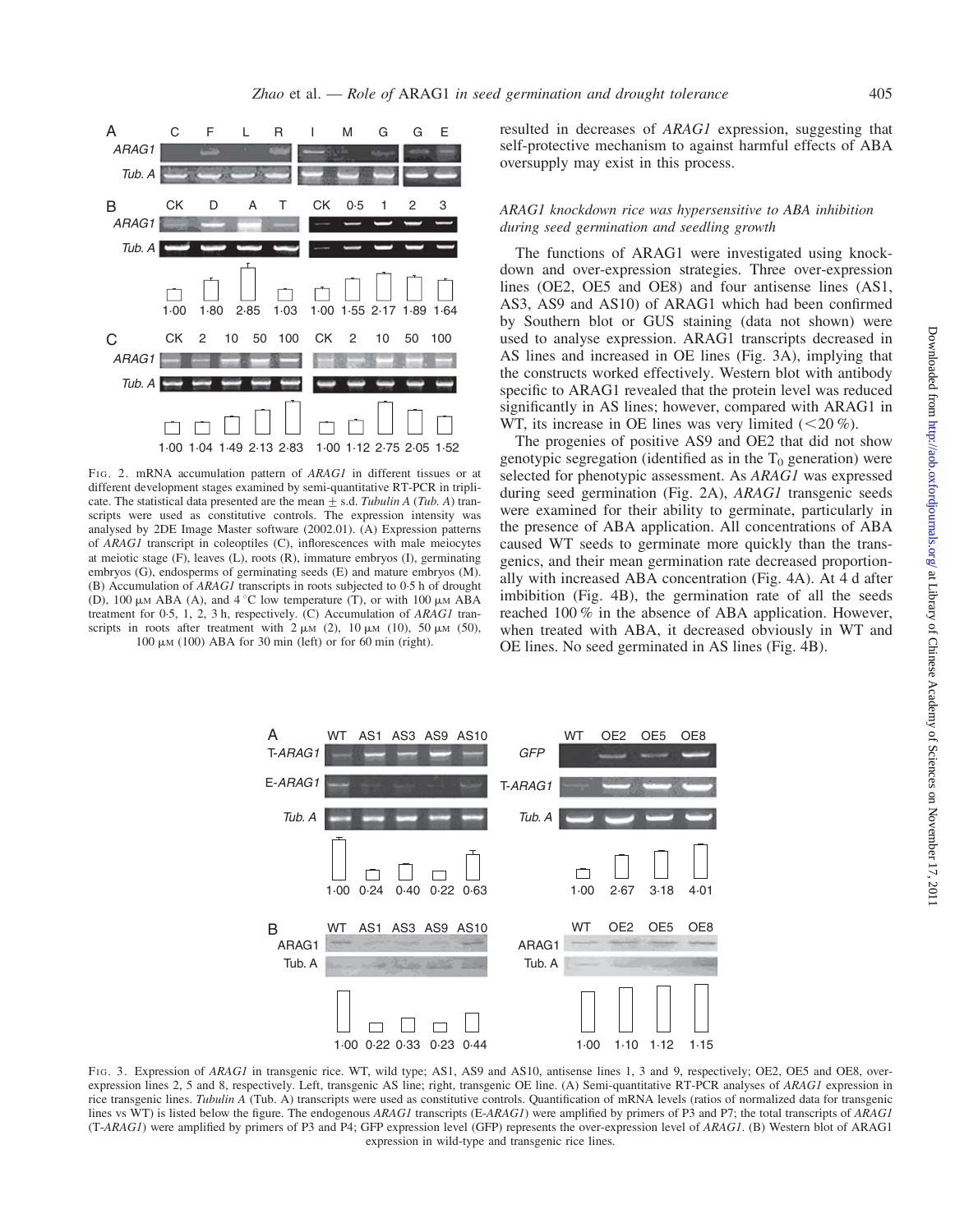FIG. 2. mRNA accumulation pattern of *ARAG1* in different tissues or at different development stages examined by semi-quantitative RT-PCR in triplicate. The statistical data presented are the mean ± s.d. *Tubulin A* (*Tub. A*) transcripts were used as constitutive controls. The expression intensity was analysed by 2DE Image Master software (2002.01). (A) Expression patterns of *ARAG1* transcript in coleoptiles (C), inflorescences with male meiocytes at meiotic stage (F), leaves (L), roots (R), immature embryos (I), germinating embryos (G), endosperms of germinating seeds (E) and mature embryos (M). (B) Accumulation of *ARAG1* transcripts in roots subjected to 0·5 h of drought (D), 100 μM ABA (A), and 4 °C low temperature (T), or with 100 μM ABA treatment for 0·5, 1, 2, 3 h, respectively. (C) Accumulation of *ARAG1* transcripts in roots after treatment with 2 μM (2), 10 μM (10), 50 μM (50), 100 μM (100) ABA for 30 min (left) or for 60 min (right).

resulted in decreases of *ARAG1* expression, suggesting that self-protective mechanism to against harmful effects of ABA oversupply may exist in this process.

### *ARAG1 knockdown rice was hypersensitive to ABA inhibition during seed germination and seedling growth*

The functions of ARAG1 were investigated using knockdown and over-expression strategies. Three over-expression lines (OE2, OE5 and OE8) and four antisense lines (AS1, AS3, AS9 and AS10) of ARAG1 which had been confirmed by Southern blot or GUS staining (data not shown) were used to analyse expression. ARAG1 transcripts decreased in AS lines and increased in OE lines (Fig. 3A), implying that the constructs worked effectively. Western blot with antibody specific to ARAG1 revealed that the protein level was reduced significantly in AS lines; however, compared with ARAG1 in WT, its increase in OE lines was very limited (<20 %).

The progenies of positive AS9 and OE2 that did not show genotypic segregation (identified as in the $T_0$ generation) were selected for phenotypic assessment. As *ARAG1* was expressed during seed germination (Fig. 2A), *ARAG1* transgenic seeds were examined for their ability to germinate, particularly in the presence of ABA application. All concentrations of ABA caused WT seeds to germinate more quickly than the transgenics, and their mean germination rate decreased proportionally with increased ABA concentration (Fig. 4A). At 4 d after imbibition (Fig. 4B), the germination rate of all the seeds reached 100 % in the absence of ABA application. However, when treated with ABA, it decreased obviously in WT and OE lines. No seed germinated in AS lines (Fig. 4B).

FIG. 3. Expression of *ARAG1* in transgenic rice. WT, wild type; AS1, AS9 and AS10, antisense lines 1, 3 and 9, respectively; OE2, OE5 and OE8, over-expression lines 2, 5 and 8, respectively. Left, transgenic AS line; right, transgenic OE line. (A) Semi-quantitative RT-PCR analyses of *ARAG1* expression in rice transgenic lines. *Tubulin A* (Tub. A) transcripts were used as constitutive controls. Quantification of mRNA levels (ratios of normalized data for transgenic lines vs WT) is listed below the figure. The endogenous *ARAG1* transcripts (E-*ARAG1*) were amplified by primers of P3 and P7; the total transcripts of *ARAG1* (T-*ARAG1*) were amplified by primers of P3 and P4; GFP expression level (GFP) represents the over-expression level of *ARAG1*. (B) Western blot of ARAG1 expression in wild-type and transgenic rice lines.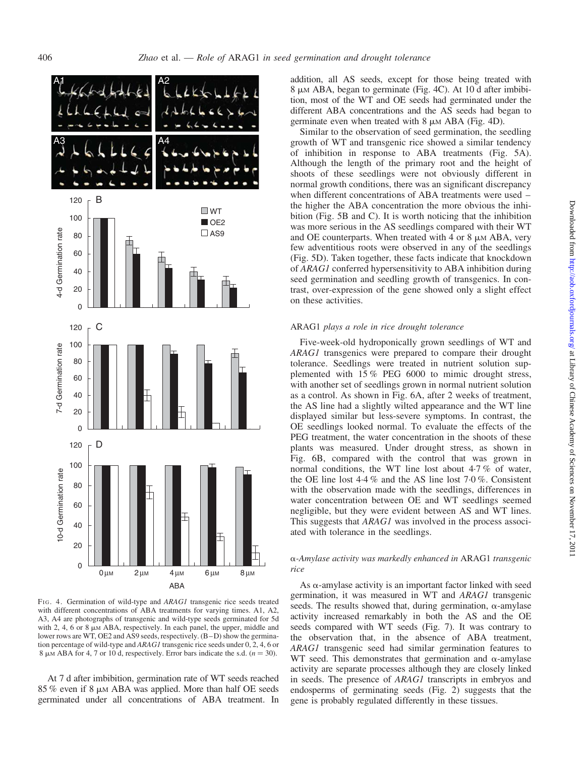FIG. 4. Germination of wild-type and *ARAG1* transgenic rice seeds treated with different concentrations of ABA treatments for varying times. A1, A2, A3, A4 are photographs of transgenic and wild-type seeds germinated for 5d with 2, 4, 6 or 8 μM ABA, respectively. In each panel, the upper, middle and lower rows are WT, OE2 and AS9 seeds, respectively. (B–D) show the germination percentage of wild-type and *ARAG1* transgenic rice seeds under 0, 2, 4, 6 or 8 μM ABA for 4, 7 or 10 d, respectively. Error bars indicate the s.d. ($n = 30$).

At 7 d after imbibition, germination rate of WT seeds reached 85 % even if 8 μM ABA was applied. More than half OE seeds germinated under all concentrations of ABA treatment. In addition, all AS seeds, except for those being treated with 8 μM ABA, began to germinate (Fig. 4C). At 10 d after imbibition, most of the WT and OE seeds had germinated under the different ABA concentrations and the AS seeds had began to germinate even when treated with 8 μM ABA (Fig. 4D).

Similar to the observation of seed germination, the seedling growth of WT and transgenic rice showed a similar tendency of inhibition in response to ABA treatments (Fig. 5A). Although the length of the primary root and the height of shoots of these seedlings were not obviously different in normal growth conditions, there was an significant discrepancy when different concentrations of ABA treatments were used – the higher the ABA concentration the more obvious the inhibition (Fig. 5B and C). It is worth noticing that the inhibition was more serious in the AS seedlings compared with their WT and OE counterparts. When treated with 4 or 8 μM ABA, very few adventitious roots were observed in any of the seedlings (Fig. 5D). Taken together, these facts indicate that knockdown of *ARAG1* conferred hypersensitivity to ABA inhibition during seed germination and seedling growth of transgenics. In contrast, over-expression of the gene showed only a slight effect on these activities.

### ARAG1 *plays a role in rice drought tolerance*

Five-week-old hydroponically grown seedlings of WT and *ARAG1* transgenics were prepared to compare their drought tolerance. Seedlings were treated in nutrient solution supplemented with 15 % PEG 6000 to mimic drought stress, with another set of seedlings grown in normal nutrient solution as a control. As shown in Fig. 6A, after 2 weeks of treatment, the AS line had a slightly wilted appearance and the WT line displayed similar but less-severe symptoms. In contrast, the OE seedlings looked normal. To evaluate the effects of the PEG treatment, the water concentration in the shoots of these plants was measured. Under drought stress, as shown in Fig. 6B, compared with the control that was grown in normal conditions, the WT line lost about 4·7 % of water, the OE line lost 4·4 % and the AS line lost 7·0 %. Consistent with the observation made with the seedlings, differences in water concentration between OE and WT seedlings seemed negligible, but they were evident between AS and WT lines. This suggests that *ARAG1* was involved in the process associated with tolerance in the seedlings.

### α-*Amylase activity was markedly enhanced in* ARAG1 *transgenic rice*

As α-amylase activity is an important factor linked with seed germination, it was measured in WT and *ARAG1* transgenic seeds. The results showed that, during germination, α-amylase activity increased remarkably in both the AS and the OE seeds compared with WT seeds (Fig. 7). It was contrary to the observation that, in the absence of ABA treatment, *ARAG1* transgenic seed had similar germination features to WT seed. This demonstrates that germination and α-amylase activity are separate processes although they are closely linked in seeds. The presence of *ARAG1* transcripts in embryos and endosperms of germinating seeds (Fig. 2) suggests that the gene is probably regulated differently in these tissues.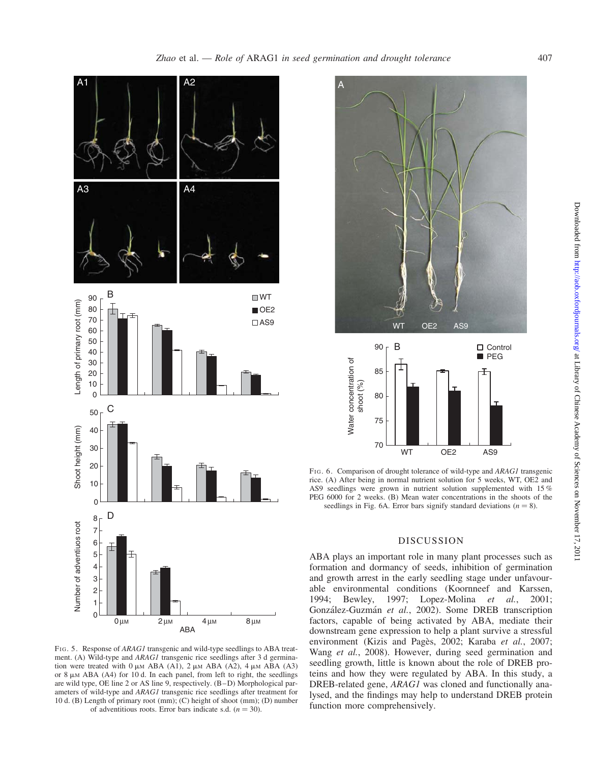FIG. 5. Response of *ARAG1* transgenic and wild-type seedlings to ABA treatment. (A) Wild-type and *ARAG1* transgenic rice seedlings after 3 d germination were treated with 0 μM ABA (A1), 2 μM ABA (A2), 4 μM ABA (A3) or 8 μM ABA (A4) for 10 d. In each panel, from left to right, the seedlings are wild type, OE line 2 or AS line 9, respectively. (B–D) Morphological parameters of wild-type and *ARAG1* transgenic rice seedlings after treatment for 10 d. (B) Length of primary root (mm); (C) height of shoot (mm); (D) number of adventitious roots. Error bars indicate s.d. ($n = 30$).

FIG. 6. Comparison of drought tolerance of wild-type and *ARAG1* transgenic rice. (A) After being in normal nutrient solution for 5 weeks, WT, OE2 and AS9 seedlings were grown in nutrient solution supplemented with 15 % PEG 6000 for 2 weeks. (B) Mean water concentrations in the shoots of the seedlings in Fig. 6A. Error bars signify standard deviations ($n = 8$).

## DISCUSSION

ABA plays an important role in many plant processes such as formation and dormancy of seeds, inhibition of germination and growth arrest in the early seedling stage under unfavourable environmental conditions (Koornneef and Karssen, 1994; Bewley, 1997; Lopez-Molina *et al.*, 2001; González-Guzmán *et al.*, 2002). Some DREB transcription factors, capable of being activated by ABA, mediate their downstream gene expression to help a plant survive a stressful environment (Kizis and Pagès, 2002; Karaba *et al.*, 2007; Wang *et al.*, 2008). However, during seed germination and seedling growth, little is known about the role of DREB proteins and how they were regulated by ABA. In this study, a DREB-related gene, *ARAG1* was cloned and functionally analysed, and the findings may help to understand DREB protein function more comprehensively.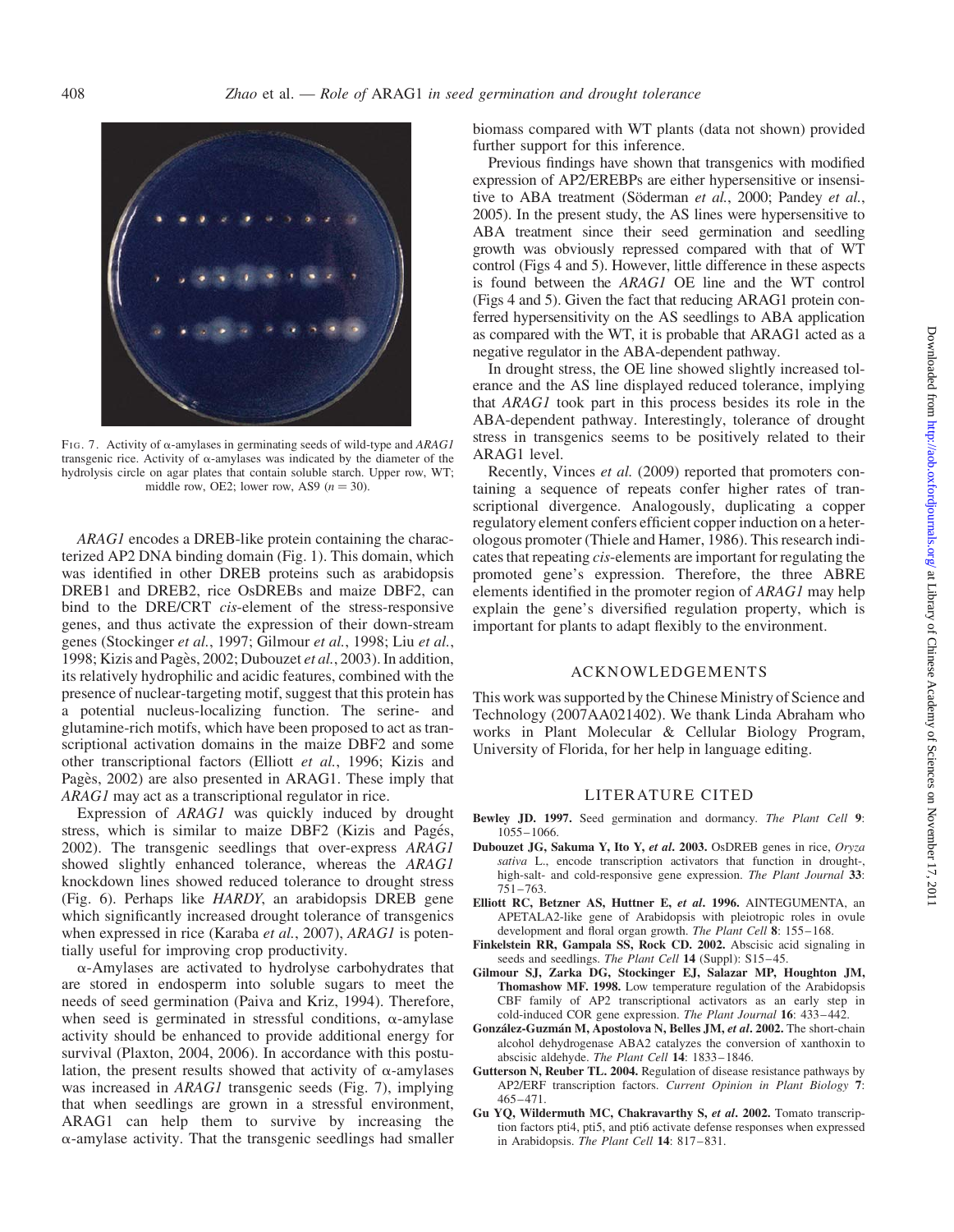FIG. 7. Activity of α-amylases in germinating seeds of wild-type and *ARAG1* transgenic rice. Activity of α-amylases was indicated by the diameter of the hydrolysis circle on agar plates that contain soluble starch. Upper row, WT; middle row, OE2; lower row, AS9 ($n = 30$).

*ARAG1* encodes a DREB-like protein containing the characterized AP2 DNA binding domain (Fig. 1). This domain, which was identified in other DREB proteins such as arabidopsis DREB1 and DREB2, rice OsDREBs and maize DBF2, can bind to the DRE/CRT *cis*-element of the stress-responsive genes, and thus activate the expression of their down-stream genes (Stockinger *et al.*, 1997; Gilmour *et al.*, 1998; Liu *et al.*, 1998; Kizis and Pagès, 2002; Dubouzet *et al.*, 2003). In addition, its relatively hydrophilic and acidic features, combined with the presence of nuclear-targeting motif, suggest that this protein has a potential nucleus-localizing function. The serine- and glutamine-rich motifs, which have been proposed to act as transcriptional activation domains in the maize DBF2 and some other transcriptional factors (Elliott *et al.*, 1996; Kizis and Pagès, 2002) are also presented in ARAG1. These imply that *ARAG1* may act as a transcriptional regulator in rice.

Expression of *ARAG1* was quickly induced by drought stress, which is similar to maize DBF2 (Kizis and Pagés, 2002). The transgenic seedlings that over-express *ARAG1* showed slightly enhanced tolerance, whereas the *ARAG1* knockdown lines showed reduced tolerance to drought stress (Fig. 6). Perhaps like *HARDY*, an arabidopsis DREB gene which significantly increased drought tolerance of transgenics when expressed in rice (Karaba *et al.*, 2007), *ARAG1* is potentially useful for improving crop productivity.

α-Amylases are activated to hydrolyse carbohydrates that are stored in endosperm into soluble sugars to meet the needs of seed germination (Paiva and Kriz, 1994). Therefore, when seed is germinated in stressful conditions, α-amylase activity should be enhanced to provide additional energy for survival (Plaxton, 2004, 2006). In accordance with this postulation, the present results showed that activity of α-amylases was increased in *ARAG1* transgenic seeds (Fig. 7), implying that when seedlings are grown in a stressful environment, ARAG1 can help them to survive by increasing the α-amylase activity. That the transgenic seedlings had smaller biomass compared with WT plants (data not shown) provided further support for this inference.

Previous findings have shown that transgenics with modified expression of AP2/EREBPs are either hypersensitive or insensitive to ABA treatment (Söderman *et al.*, 2000; Pandey *et al.*, 2005). In the present study, the AS lines were hypersensitive to ABA treatment since their seed germination and seedling growth was obviously repressed compared with that of WT control (Figs 4 and 5). However, little difference in these aspects is found between the *ARAG1* OE line and the WT control (Figs 4 and 5). Given the fact that reducing ARAG1 protein conferred hypersensitivity on the AS seedlings to ABA application as compared with the WT, it is probable that ARAG1 acted as a negative regulator in the ABA-dependent pathway.

In drought stress, the OE line showed slightly increased tolerance and the AS line displayed reduced tolerance, implying that *ARAG1* took part in this process besides its role in the ABA-dependent pathway. Interestingly, tolerance of drought stress in transgenics seems to be positively related to their ARAG1 level.

Recently, Vinces *et al.* (2009) reported that promoters containing a sequence of repeats confer higher rates of transcriptional divergence. Analogously, duplicating a copper regulatory element confers efficient copper induction on a heterologous promoter (Thiele and Hamer, 1986). This research indicates that repeating *cis*-elements are important for regulating the promoted gene's expression. Therefore, the three ABRE elements identified in the promoter region of *ARAG1* may help explain the gene's diversified regulation property, which is important for plants to adapt flexibly to the environment.

## ACKNOWLEDGEMENTS

This work was supported by the Chinese Ministry of Science and Technology (2007AA021402). We thank Linda Abraham who works in Plant Molecular & Cellular Biology Program, University of Florida, for her help in language editing.

## LITERATURE CITED

**Bewley JD. 1997.** Seed germination and dormancy. *The Plant Cell* **9**: 1055–1066.

**Dubouzet JG, Sakuma Y, Ito Y, *et al.* 2003.** OsDREB genes in rice, *Oryza sativa* L., encode transcription activators that function in drought-, high-salt- and cold-responsive gene expression. *The Plant Journal* **33**: 751–763.

**Elliott RC, Betzner AS, Huttner E, *et al.* 1996.** AINTEGUMENTA, an APETALA2-like gene of Arabidopsis with pleiotropic roles in ovule development and floral organ growth. *The Plant Cell* **8**: 155–168.

**Finkelstein RR, Gampala SS, Rock CD. 2002.** Abscisic acid signaling in seeds and seedlings. *The Plant Cell* **14** (Suppl): S15–45.

**Gilmour SJ, Zarka DG, Stockinger EJ, Salazar MP, Houghton JM, Thomashow MF. 1998.** Low temperature regulation of the Arabidopsis CBF family of AP2 transcriptional activators as an early step in cold-induced COR gene expression. *The Plant Journal* **16**: 433–442.

**González-Guzmán M, Apostolova N, Belles JM, *et al.* 2002.** The short-chain alcohol dehydrogenase ABA2 catalyzes the conversion of xanthoxin to abscisic aldehyde. *The Plant Cell* **14**: 1833–1846.

**Gutterson N, Reuber TL. 2004.** Regulation of disease resistance pathways by AP2/ERF transcription factors. *Current Opinion in Plant Biology* **7**: 465–471.

**Gu YQ, Wildermuth MC, Chakravarthy S, *et al.* 2002.** Tomato transcription factors pti4, pti5, and pti6 activate defense responses when expressed in Arabidopsis. *The Plant Cell* **14**: 817–831.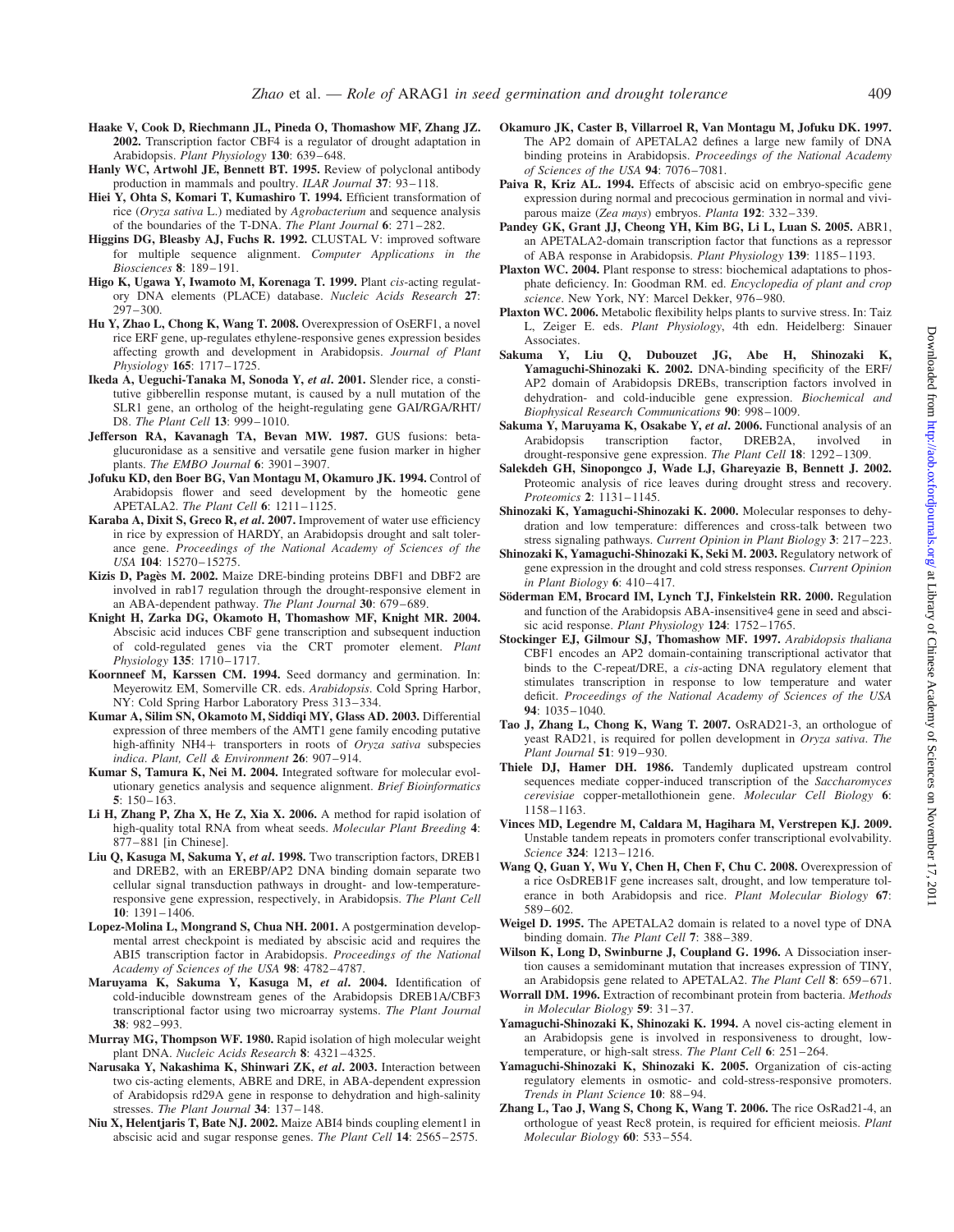**Haake V, Cook D, Riechmann JL, Pineda O, Thomashow MF, Zhang JZ. 2002.** Transcription factor CBF4 is a regulator of drought adaptation in Arabidopsis. *Plant Physiology* **130**: 639–648.

**Hanly WC, Artwohl JE, Bennett BT. 1995.** Review of polyclonal antibody production in mammals and poultry. *ILAR Journal* **37**: 93–118.

**Hiei Y, Ohta S, Komari T, Kumashiro T. 1994.** Efficient transformation of rice (*Oryza sativa* L.) mediated by *Agrobacterium* and sequence analysis of the boundaries of the T-DNA. *The Plant Journal* **6**: 271–282.

**Higgins DG, Bleasby AJ, Fuchs R. 1992.** CLUSTAL V: improved software for multiple sequence alignment. *Computer Applications in the Biosciences* **8**: 189–191.

**Higo K, Ugawa Y, Iwamoto M, Korenaga T. 1999.** Plant *cis*-acting regulatory DNA elements (PLACE) database. *Nucleic Acids Research* **27**: 297–300.

**Hu Y, Zhao L, Chong K, Wang T. 2008.** Overexpression of OsERF1, a novel rice ERF gene, up-regulates ethylene-responsive genes expression besides affecting growth and development in Arabidopsis. *Journal of Plant Physiology* **165**: 1717–1725.

**Ikeda A, Ueguchi-Tanaka M, Sonoda Y, *et al*. 2001.** Slender rice, a constitutive gibberellin response mutant, is caused by a null mutation of the SLR1 gene, an ortholog of the height-regulating gene GAI/RGA/RHT/D8. *The Plant Cell* **13**: 999–1010.

**Jefferson RA, Kavanagh TA, Bevan MW. 1987.** GUS fusions: beta-glucuronidase as a sensitive and versatile gene fusion marker in higher plants. *The EMBO Journal* **6**: 3901–3907.

**Jofuku KD, den Boer BG, Van Montagu M, Okamura JK. 1994.** Control of Arabidopsis flower and seed development by the homeotic gene APETALA2. *The Plant Cell* **6**: 1211–1125.

**Karaba A, Dixit S, Greco R, *et al*. 2007.** Improvement of water use efficiency in rice by expression of HARDY, an Arabidopsis drought and salt tolerance gene. *Proceedings of the National Academy of Sciences of the USA* **104**: 15270–15275.

**Kizis D, Pagès M. 2002.** Maize DRE-binding proteins DBF1 and DBF2 are involved in rab17 regulation through the drought-responsive element in an ABA-dependent pathway. *The Plant Journal* **30**: 679–689.

**Knight H, Zarka DG, Okamoto H, Thomashow MF, Knight MR. 2004.** Abscisic acid induces CBF gene transcription and subsequent induction of cold-regulated genes via the CRT promoter element. *Plant Physiology* **135**: 1710–1717.

**Koornneef M, Karssen CM. 1994.** Seed dormancy and germination. In: Meyerowitz EM, Somerville CR. eds. *Arabidopsis*. Cold Spring Harbor, NY: Cold Spring Harbor Laboratory Press 313–334.

**Kumar A, Silim SN, Okamoto M, Siddiqi MY, Glass AD. 2003.** Differential expression of three members of the AMT1 gene family encoding putative high-affinity NH4+ transporters in roots of *Oryza sativa* subspecies *indica*. *Plant, Cell & Environment* **26**: 907–914.

**Kumar S, Tamura K, Nei M. 2004.** Integrated software for molecular evolutionary genetics analysis and sequence alignment. *Brief Bioinformatics* **5**: 150–163.

**Li H, Zhang P, Zha X, He Z, Xia X. 2006.** A method for rapid isolation of high-quality total RNA from wheat seeds. *Molecular Plant Breeding* **4**: 877–881 [in Chinese].

**Liu Q, Kasuga M, Sakuma Y, *et al*. 1998.** Two transcription factors, DREB1 and DREB2, with an EREBP/AP2 DNA binding domain separate two cellular signal transduction pathways in drought- and low-temperature-responsive gene expression, respectively, in Arabidopsis. *The Plant Cell* **10**: 1391–1406.

**Lopez-Molina L, Mongrand S, Chua NH. 2001.** A postgermination developmental arrest checkpoint is mediated by abscisic acid and requires the ABI5 transcription factor in Arabidopsis. *Proceedings of the National Academy of Sciences of the USA* **98**: 4782–4787.

**Maruyama K, Sakuma Y, Kasuga M, *et al*. 2004.** Identification of cold-inducible downstream genes of the Arabidopsis DREB1A/CBF3 transcriptional factor using two microarray systems. *The Plant Journal* **38**: 982–993.

**Murray MG, Thompson WF. 1980.** Rapid isolation of high molecular weight plant DNA. *Nucleic Acids Research* **8**: 4321–4325.

**Narusaka Y, Nakashima K, Shinwari ZK, *et al*. 2003.** Interaction between two cis-acting elements, ABRE and DRE, in ABA-dependent expression of Arabidopsis rd29A gene in response to dehydration and high-salinity stresses. *The Plant Journal* **34**: 137–148.

**Niu X, Helentjaris T, Bate NJ. 2002.** Maize ABI4 binds coupling element1 in abscisic acid and sugar response genes. *The Plant Cell* **14**: 2565–2575.

**Okamuro JK, Caster B, Villarroel R, Van Montagu M, Jofuku DK. 1997.** The AP2 domain of APETALA2 defines a large new family of DNA binding proteins in Arabidopsis. *Proceedings of the National Academy of Sciences of the USA* **94**: 7076–7081.

**Paiva R, Kriz AL. 1994.** Effects of abscisic acid on embryo-specific gene expression during normal and precocious germination in normal and viviparous maize (*Zea mays*) embryos. *Planta* **192**: 332–339.

**Pandey GK, Grant JJ, Cheong YH, Kim BG, Li L, Luan S. 2005.** ABR1, an APETALA2-domain transcription factor that functions as a repressor of ABA response in Arabidopsis. *Plant Physiology* **139**: 1185–1193.

**Plaxton WC. 2004.** Plant response to stress: biochemical adaptations to phosphate deficiency. In: Goodman RM. ed. *Encyclopedia of plant and crop science*. New York, NY: Marcel Dekker, 976–980.

**Plaxton WC. 2006.** Metabolic flexibility helps plants to survive stress. In: Taiz L, Zeiger E. eds. *Plant Physiology*, 4th edn. Heidelberg: Sinauer Associates.

**Sakuma Y, Liu Q, Dubouzet JG, Abe H, Shinozaki K, Yamaguchi-Shinozaki K. 2002.** DNA-binding specificity of the ERF/AP2 domain of Arabidopsis DREBs, transcription factors involved in dehydration- and cold-inducible gene expression. *Biochemical and Biophysical Research Communications* **90**: 998–1009.

**Sakuma Y, Maruyama K, Osakabe Y, *et al*. 2006.** Functional analysis of an Arabidopsis transcription factor, DREB2A, involved in drought-responsive gene expression. *The Plant Cell* **18**: 1292–1309.

**Salekdeh GH, Sinopongco J, Wade LJ, Ghareyazie B, Bennett J. 2002.** Proteomic analysis of rice leaves during drought stress and recovery. *Proteomics* **2**: 1131–1145.

**Shinozaki K, Yamaguchi-Shinozaki K. 2000.** Molecular responses to dehydration and low temperature: differences and cross-talk between two stress signaling pathways. *Current Opinion in Plant Biology* **3**: 217–223.

**Shinozaki K, Yamaguchi-Shinozaki K, Seki M. 2003.** Regulatory network of gene expression in the drought and cold stress responses. *Current Opinion in Plant Biology* **6**: 410–417.

**Söderman EM, Brocard IM, Lynch TJ, Finkelstein RR. 2000.** Regulation and function of the Arabidopsis ABA-insensitive4 gene in seed and abscisic acid response. *Plant Physiology* **124**: 1752–1765.

**Stockinger EJ, Gilmour SJ, Thomashow MF. 1997.** *Arabidopsis thaliana* CBF1 encodes an AP2 domain-containing transcriptional activator that binds to the C-repeat/DRE, a *cis*-acting DNA regulatory element that stimulates transcription in response to low temperature and water deficit. *Proceedings of the National Academy of Sciences of the USA* **94**: 1035–1040.

**Tao J, Zhang L, Chong K, Wang T. 2007.** OsRAD21-3, an orthologue of yeast RAD21, is required for pollen development in *Oryza sativa*. *The Plant Journal* **51**: 919–930.

**Thiele DJ, Hamer DH. 1986.** Tandemly duplicated upstream control sequences mediate copper-induced transcription of the *Saccharomyces cerevisiae* copper-metallothionein gene. *Molecular Cell Biology* **6**: 1158–1163.

**Vinces MD, Legendre M, Caldara M, Hagihara M, Verstrepen KJ. 2009.** Unstable tandem repeats in promoters confer transcriptional evolvability. *Science* **324**: 1213–1216.

**Wang Q, Guan Y, Wu Y, Chen H, Chen F, Chu C. 2008.** Overexpression of a rice OsDREB1F gene increases salt, drought, and low temperature tolerance in both Arabidopsis and rice. *Plant Molecular Biology* **67**: 589–602.

**Weigel D. 1995.** The APETALA2 domain is related to a novel type of DNA binding domain. *The Plant Cell* **7**: 388–389.

**Wilson K, Long D, Swinburne J, Coupland G. 1996.** A Dissociation insertion causes a semidominant mutation that increases expression of TINY, an Arabidopsis gene related to APETALA2. *The Plant Cell* **8**: 659–671.

**Worrall DM. 1996.** Extraction of recombinant protein from bacteria. *Methods in Molecular Biology* **59**: 31–37.

**Yamaguchi-Shinozaki K, Shinozaki K. 1994.** A novel cis-acting element in an Arabidopsis gene is involved in responsiveness to drought, low-temperature, or high-salt stress. *The Plant Cell* **6**: 251–264.

**Yamaguchi-Shinozaki K, Shinozaki K. 2005.** Organization of cis-acting regulatory elements in osmotic- and cold-stress-responsive promoters. *Trends in Plant Science* **10**: 88–94.

**Zhang L, Tao J, Wang S, Chong K, Wang T. 2006.** The rice OsRad21-4, an orthologue of yeast Rec8 protein, is required for efficient meiosis. *Plant Molecular Biology* **60**: 533–554.